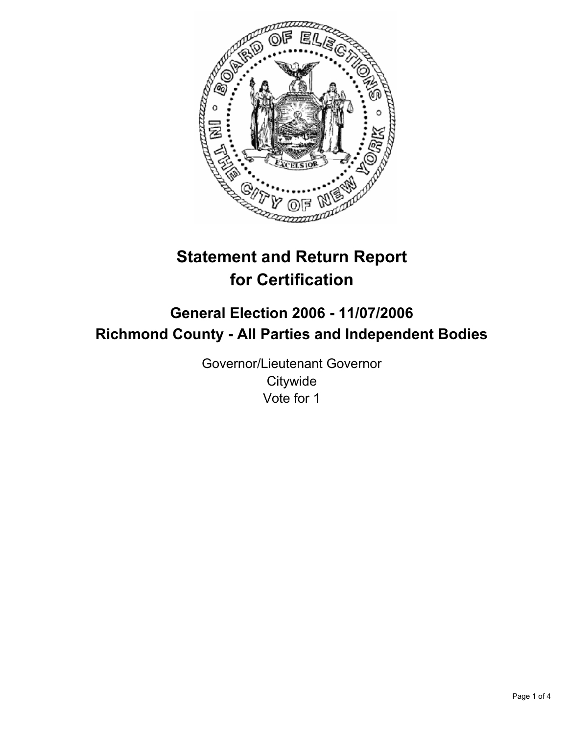# Statement and Return Report for Certification

## General Election 2006 - 11/07/2006
## Richmond County - All Parties and Independent Bodies

Governor/Lieutenant Governor
Citywide
Vote for 1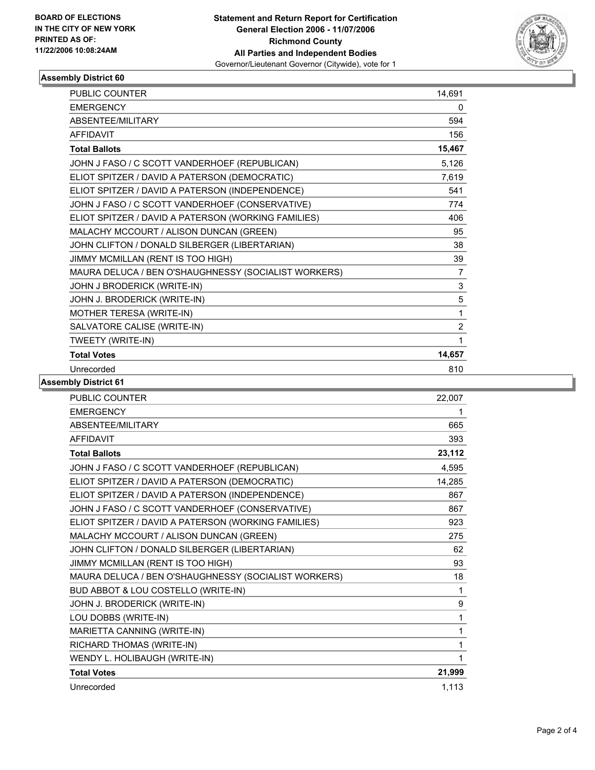BOARD OF ELECTIONS
IN THE CITY OF NEW YORK
PRINTED AS OF:
11/22/2006 10:08:24AM

**Statement and Return Report for Certification**
**General Election 2006 - 11/07/2006**
**Richmond County**
**All Parties and Independent Bodies**
Governor/Lieutenant Governor (Citywide), vote for 1

## Assembly District 60

| | |
|---|---|
| PUBLIC COUNTER | 14,691 |
| EMERGENCY | 0 |
| ABSENTEE/MILITARY | 594 |
| AFFIDAVIT | 156 |
| **Total Ballots** | **15,467** |
| JOHN J FASO / C SCOTT VANDERHOEF (REPUBLICAN) | 5,126 |
| ELIOT SPITZER / DAVID A PATERSON (DEMOCRATIC) | 7,619 |
| ELIOT SPITZER / DAVID A PATERSON (INDEPENDENCE) | 541 |
| JOHN J FASO / C SCOTT VANDERHOEF (CONSERVATIVE) | 774 |
| ELIOT SPITZER / DAVID A PATERSON (WORKING FAMILIES) | 406 |
| MALACHY MCCOURT / ALISON DUNCAN (GREEN) | 95 |
| JOHN CLIFTON / DONALD SILBERGER (LIBERTARIAN) | 38 |
| JIMMY MCMILLAN (RENT IS TOO HIGH) | 39 |
| MAURA DELUCA / BEN O'SHAUGHNESSY (SOCIALIST WORKERS) | 7 |
| JOHN J BRODERICK (WRITE-IN) | 3 |
| JOHN J. BRODERICK (WRITE-IN) | 5 |
| MOTHER TERESA (WRITE-IN) | 1 |
| SALVATORE CALISE (WRITE-IN) | 2 |
| TWEETY (WRITE-IN) | 1 |
| **Total Votes** | **14,657** |
| Unrecorded | 810 |

## Assembly District 61

| | |
|---|---|
| PUBLIC COUNTER | 22,007 |
| EMERGENCY | 1 |
| ABSENTEE/MILITARY | 665 |
| AFFIDAVIT | 393 |
| **Total Ballots** | **23,112** |
| JOHN J FASO / C SCOTT VANDERHOEF (REPUBLICAN) | 4,595 |
| ELIOT SPITZER / DAVID A PATERSON (DEMOCRATIC) | 14,285 |
| ELIOT SPITZER / DAVID A PATERSON (INDEPENDENCE) | 867 |
| JOHN J FASO / C SCOTT VANDERHOEF (CONSERVATIVE) | 867 |
| ELIOT SPITZER / DAVID A PATERSON (WORKING FAMILIES) | 923 |
| MALACHY MCCOURT / ALISON DUNCAN (GREEN) | 275 |
| JOHN CLIFTON / DONALD SILBERGER (LIBERTARIAN) | 62 |
| JIMMY MCMILLAN (RENT IS TOO HIGH) | 93 |
| MAURA DELUCA / BEN O'SHAUGHNESSY (SOCIALIST WORKERS) | 18 |
| BUD ABBOT & LOU COSTELLO (WRITE-IN) | 1 |
| JOHN J. BRODERICK (WRITE-IN) | 9 |
| LOU DOBBS (WRITE-IN) | 1 |
| MARIETTA CANNING (WRITE-IN) | 1 |
| RICHARD THOMAS (WRITE-IN) | 1 |
| WENDY L. HOLIBAUGH (WRITE-IN) | 1 |
| **Total Votes** | **21,999** |
| Unrecorded | 1,113 |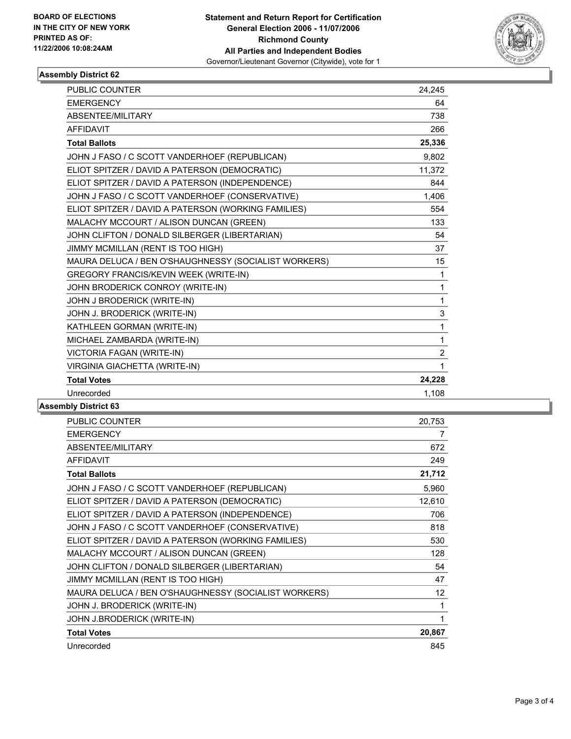**BOARD OF ELECTIONS IN THE CITY OF NEW YORK PRINTED AS OF: 11/22/2006 10:08:24AM**

# Statement and Return Report for Certification General Election 2006 - 11/07/2006 Richmond County All Parties and Independent Bodies

Governor/Lieutenant Governor (Citywide), vote for 1

## Assembly District 62

| | |
|---|---|
| PUBLIC COUNTER | 24,245 |
| EMERGENCY | 64 |
| ABSENTEE/MILITARY | 738 |
| AFFIDAVIT | 266 |
| **Total Ballots** | **25,336** |
| JOHN J FASO / C SCOTT VANDERHOEF (REPUBLICAN) | 9,802 |
| ELIOT SPITZER / DAVID A PATERSON (DEMOCRATIC) | 11,372 |
| ELIOT SPITZER / DAVID A PATERSON (INDEPENDENCE) | 844 |
| JOHN J FASO / C SCOTT VANDERHOEF (CONSERVATIVE) | 1,406 |
| ELIOT SPITZER / DAVID A PATERSON (WORKING FAMILIES) | 554 |
| MALACHY MCCOURT / ALISON DUNCAN (GREEN) | 133 |
| JOHN CLIFTON / DONALD SILBERGER (LIBERTARIAN) | 54 |
| JIMMY MCMILLAN (RENT IS TOO HIGH) | 37 |
| MAURA DELUCA / BEN O'SHAUGHNESSY (SOCIALIST WORKERS) | 15 |
| GREGORY FRANCIS/KEVIN WEEK (WRITE-IN) | 1 |
| JOHN BRODERICK CONROY (WRITE-IN) | 1 |
| JOHN J BRODERICK (WRITE-IN) | 1 |
| JOHN J. BRODERICK (WRITE-IN) | 3 |
| KATHLEEN GORMAN (WRITE-IN) | 1 |
| MICHAEL ZAMBARDA (WRITE-IN) | 1 |
| VICTORIA FAGAN (WRITE-IN) | 2 |
| VIRGINIA GIACHETTA (WRITE-IN) | 1 |
| **Total Votes** | **24,228** |
| Unrecorded | 1,108 |

## Assembly District 63

| | |
|---|---|
| PUBLIC COUNTER | 20,753 |
| EMERGENCY | 7 |
| ABSENTEE/MILITARY | 672 |
| AFFIDAVIT | 249 |
| **Total Ballots** | **21,712** |
| JOHN J FASO / C SCOTT VANDERHOEF (REPUBLICAN) | 5,960 |
| ELIOT SPITZER / DAVID A PATERSON (DEMOCRATIC) | 12,610 |
| ELIOT SPITZER / DAVID A PATERSON (INDEPENDENCE) | 706 |
| JOHN J FASO / C SCOTT VANDERHOEF (CONSERVATIVE) | 818 |
| ELIOT SPITZER / DAVID A PATERSON (WORKING FAMILIES) | 530 |
| MALACHY MCCOURT / ALISON DUNCAN (GREEN) | 128 |
| JOHN CLIFTON / DONALD SILBERGER (LIBERTARIAN) | 54 |
| JIMMY MCMILLAN (RENT IS TOO HIGH) | 47 |
| MAURA DELUCA / BEN O'SHAUGHNESSY (SOCIALIST WORKERS) | 12 |
| JOHN J. BRODERICK (WRITE-IN) | 1 |
| JOHN J.BRODERICK (WRITE-IN) | 1 |
| **Total Votes** | **20,867** |
| Unrecorded | 845 |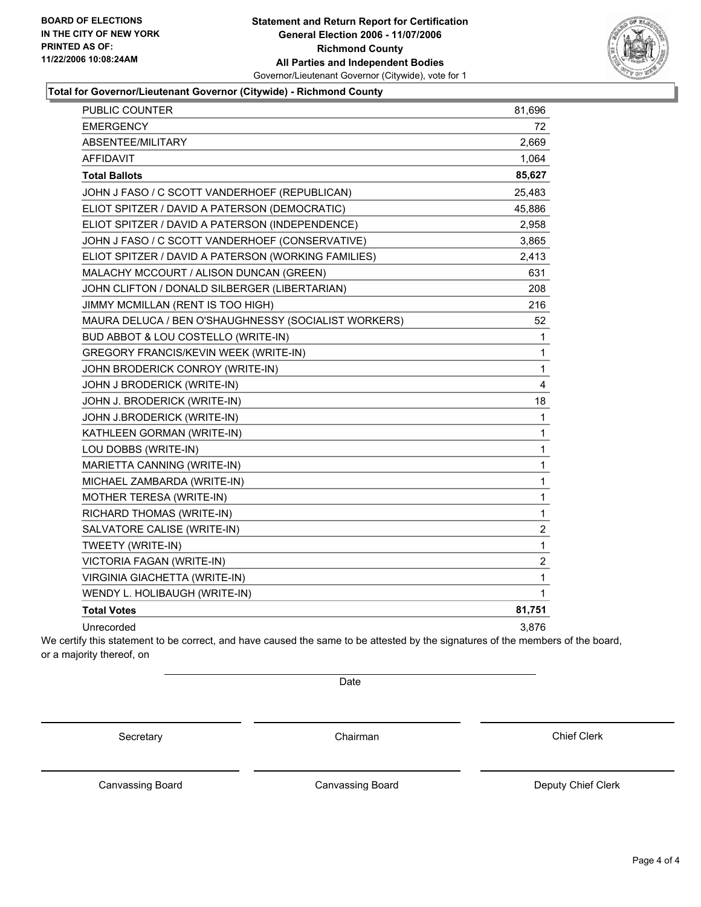**BOARD OF ELECTIONS IN THE CITY OF NEW YORK PRINTED AS OF: 11/22/2006 10:08:24AM**

**Statement and Return Report for Certification**
**General Election 2006 - 11/07/2006**
**Richmond County**
**All Parties and Independent Bodies**
Governor/Lieutenant Governor (Citywide), vote for 1

## Total for Governor/Lieutenant Governor (Citywide) - Richmond County

| | |
|---|---|
| PUBLIC COUNTER | 81,696 |
| EMERGENCY | 72 |
| ABSENTEE/MILITARY | 2,669 |
| AFFIDAVIT | 1,064 |
| **Total Ballots** | **85,627** |
| JOHN J FASO / C SCOTT VANDERHOEF (REPUBLICAN) | 25,483 |
| ELIOT SPITZER / DAVID A PATERSON (DEMOCRATIC) | 45,886 |
| ELIOT SPITZER / DAVID A PATERSON (INDEPENDENCE) | 2,958 |
| JOHN J FASO / C SCOTT VANDERHOEF (CONSERVATIVE) | 3,865 |
| ELIOT SPITZER / DAVID A PATERSON (WORKING FAMILIES) | 2,413 |
| MALACHY MCCOURT / ALISON DUNCAN (GREEN) | 631 |
| JOHN CLIFTON / DONALD SILBERGER (LIBERTARIAN) | 208 |
| JIMMY MCMILLAN (RENT IS TOO HIGH) | 216 |
| MAURA DELUCA / BEN O'SHAUGHNESSY (SOCIALIST WORKERS) | 52 |
| BUD ABBOT & LOU COSTELLO (WRITE-IN) | 1 |
| GREGORY FRANCIS/KEVIN WEEK (WRITE-IN) | 1 |
| JOHN BRODERICK CONROY (WRITE-IN) | 1 |
| JOHN J BRODERICK (WRITE-IN) | 4 |
| JOHN J. BRODERICK (WRITE-IN) | 18 |
| JOHN J.BRODERICK (WRITE-IN) | 1 |
| KATHLEEN GORMAN (WRITE-IN) | 1 |
| LOU DOBBS (WRITE-IN) | 1 |
| MARIETTA CANNING (WRITE-IN) | 1 |
| MICHAEL ZAMBARDA (WRITE-IN) | 1 |
| MOTHER TERESA (WRITE-IN) | 1 |
| RICHARD THOMAS (WRITE-IN) | 1 |
| SALVATORE CALISE (WRITE-IN) | 2 |
| TWEETY (WRITE-IN) | 1 |
| VICTORIA FAGAN (WRITE-IN) | 2 |
| VIRGINIA GIACHETTA (WRITE-IN) | 1 |
| WENDY L. HOLIBAUGH (WRITE-IN) | 1 |
| **Total Votes** | **81,751** |
| Unrecorded | 3,876 |

We certify this statement to be correct, and have caused the same to be attested by the signatures of the members of the board, or a majority thereof, on

Date

Secretary | Chairman | Chief Clerk

Canvassing Board | Canvassing Board | Deputy Chief Clerk